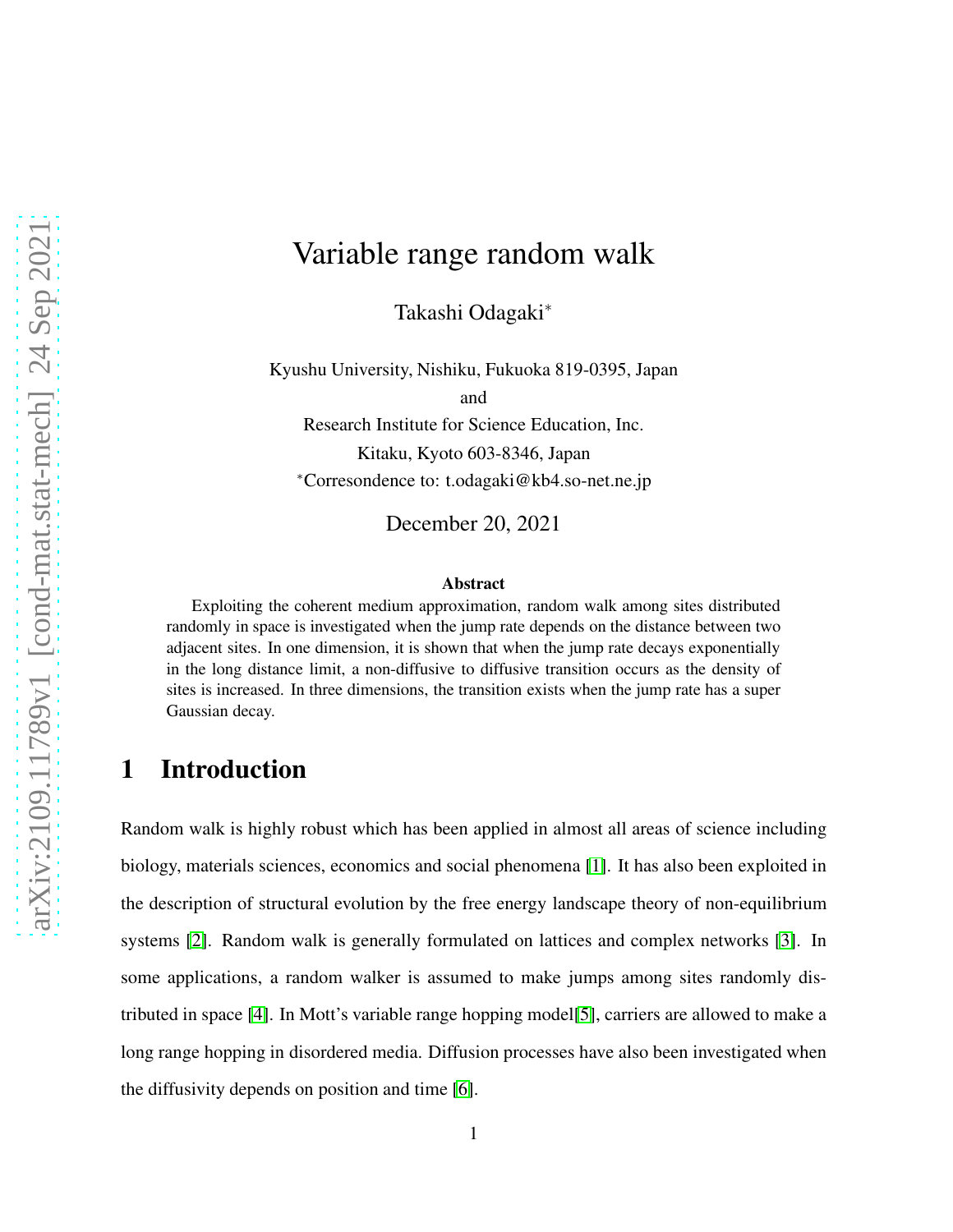# Variable range random walk

Takashi Odagaki*

Kyushu University, Nishiku, Fukuoka 819-0395, Japan

and

Research Institute for Science Education, Inc.

Kitaku, Kyoto 603-8346, Japan

*Corresondence to: t.odagaki@kb4.so-net.ne.jp

December 20, 2021

**Abstract**

Exploiting the coherent medium approximation, random walk among sites distributed randomly in space is investigated when the jump rate depends on the distance between two adjacent sites. In one dimension, it is shown that when the jump rate decays exponentially in the long distance limit, a non-diffusive to diffusive transition occurs as the density of sites is increased. In three dimensions, the transition exists when the jump rate has a super Gaussian decay.

## 1 Introduction

Random walk is highly robust which has been applied in almost all areas of science including biology, materials sciences, economics and social phenomena [1]. It has also been exploited in the description of structural evolution by the free energy landscape theory of non-equilibrium systems [2]. Random walk is generally formulated on lattices and complex networks [3]. In some applications, a random walker is assumed to make jumps among sites randomly distributed in space [4]. In Mott's variable range hopping model[5], carriers are allowed to make a long range hopping in disordered media. Diffusion processes have also been investigated when the diffusivity depends on position and time [6].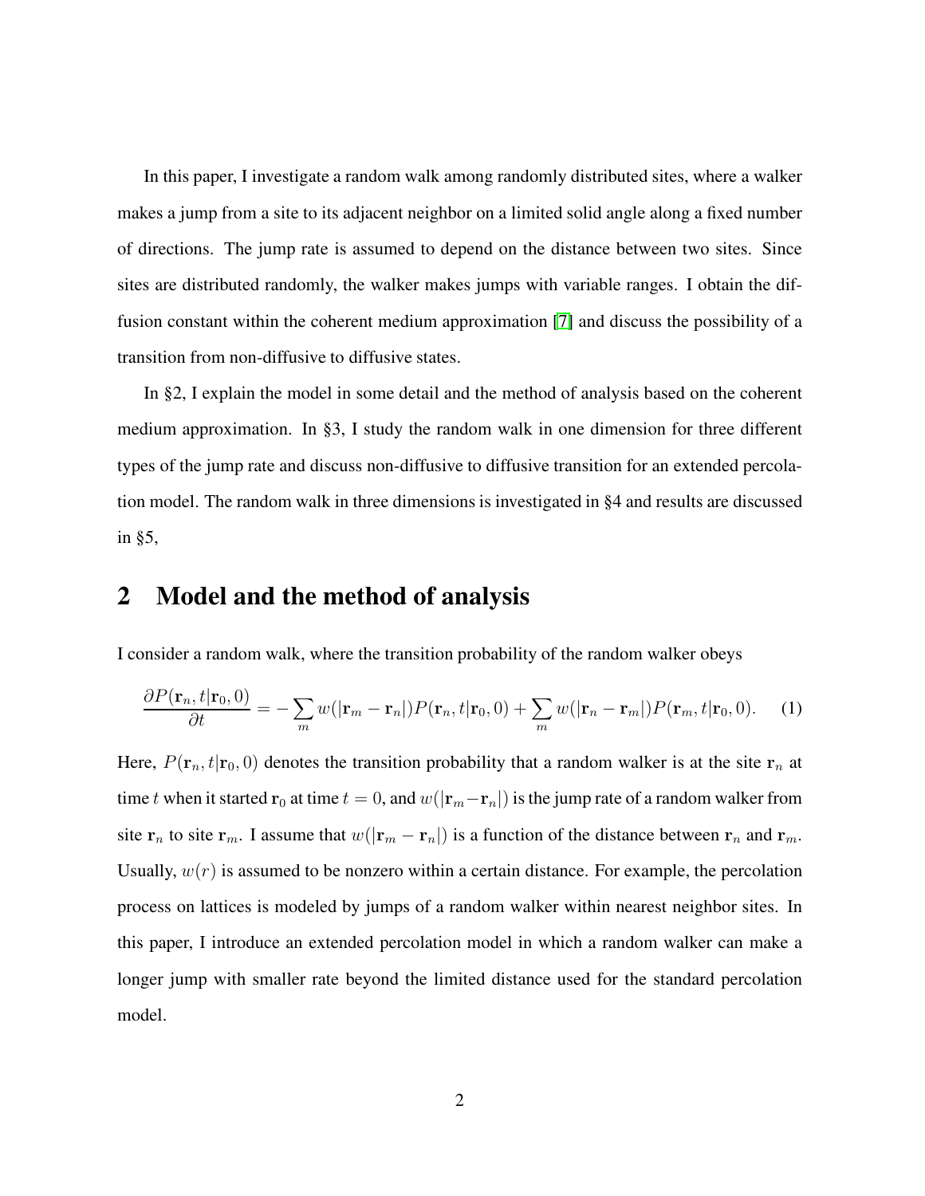In this paper, I investigate a random walk among randomly distributed sites, where a walker makes a jump from a site to its adjacent neighbor on a limited solid angle along a fixed number of directions. The jump rate is assumed to depend on the distance between two sites. Since sites are distributed randomly, the walker makes jumps with variable ranges. I obtain the diffusion constant within the coherent medium approximation [7] and discuss the possibility of a transition from non-diffusive to diffusive states.

In §2, I explain the model in some detail and the method of analysis based on the coherent medium approximation. In §3, I study the random walk in one dimension for three different types of the jump rate and discuss non-diffusive to diffusive transition for an extended percolation model. The random walk in three dimensions is investigated in §4 and results are discussed in §5,

## 2 Model and the method of analysis

I consider a random walk, where the transition probability of the random walker obeys

$$\frac{\partial P(\mathbf{r}_n, t|\mathbf{r}_0, 0)}{\partial t} = -\sum_m w(|\mathbf{r}_m - \mathbf{r}_n|)P(\mathbf{r}_n, t|\mathbf{r}_0, 0) + \sum_m w(|\mathbf{r}_n - \mathbf{r}_m|)P(\mathbf{r}_m, t|\mathbf{r}_0, 0). \quad (1)$$

Here, $P(\mathbf{r}_n, t|\mathbf{r}_0, 0)$ denotes the transition probability that a random walker is at the site $\mathbf{r}_n$ at time $t$ when it started $\mathbf{r}_0$ at time $t = 0$, and $w(|\mathbf{r}_m - \mathbf{r}_n|)$ is the jump rate of a random walker from site $\mathbf{r}_n$ to site $\mathbf{r}_m$. I assume that $w(|\mathbf{r}_m - \mathbf{r}_n|)$ is a function of the distance between $\mathbf{r}_n$ and $\mathbf{r}_m$. Usually, $w(r)$ is assumed to be nonzero within a certain distance. For example, the percolation process on lattices is modeled by jumps of a random walker within nearest neighbor sites. In this paper, I introduce an extended percolation model in which a random walker can make a longer jump with smaller rate beyond the limited distance used for the standard percolation model.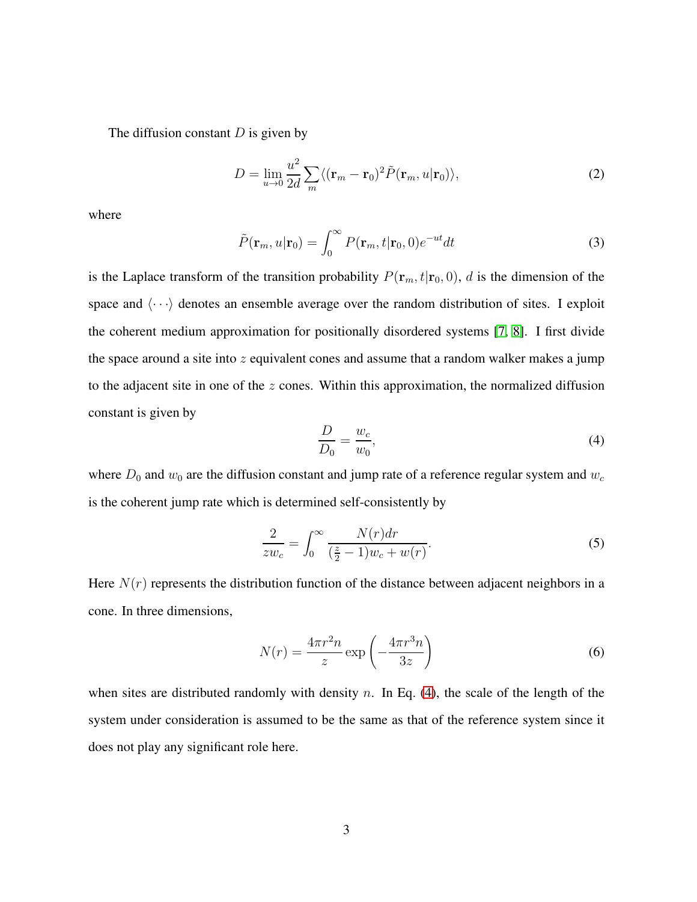The diffusion constant $D$ is given by

$$D = \lim_{u \to 0} \frac{u^2}{2d} \sum_m \langle (\mathbf{r}_m - \mathbf{r}_0)^2 \tilde{P}(\mathbf{r}_m, u|\mathbf{r}_0) \rangle, \tag{2}$$

where

$$\tilde{P}(\mathbf{r}_m, u|\mathbf{r}_0) = \int_0^\infty P(\mathbf{r}_m, t|\mathbf{r}_0, 0) e^{-ut} dt \tag{3}$$

is the Laplace transform of the transition probability $P(\mathbf{r}_m, t|\mathbf{r}_0, 0)$, $d$ is the dimension of the space and $\langle \cdots \rangle$ denotes an ensemble average over the random distribution of sites. I exploit the coherent medium approximation for positionally disordered systems [7, 8]. I first divide the space around a site into $z$ equivalent cones and assume that a random walker makes a jump to the adjacent site in one of the $z$ cones. Within this approximation, the normalized diffusion constant is given by

$$\frac{D}{D_0} = \frac{w_c}{w_0}, \tag{4}$$

where $D_0$ and $w_0$ are the diffusion constant and jump rate of a reference regular system and $w_c$ is the coherent jump rate which is determined self-consistently by

$$\frac{2}{z w_c} = \int_0^\infty \frac{N(r) dr}{(\frac{z}{2} - 1) w_c + w(r)}. \tag{5}$$

Here $N(r)$ represents the distribution function of the distance between adjacent neighbors in a cone. In three dimensions,

$$N(r) = \frac{4\pi r^2 n}{z} \exp\left(-\frac{4\pi r^3 n}{3z}\right) \tag{6}$$

when sites are distributed randomly with density $n$. In Eq. (4), the scale of the length of the system under consideration is assumed to be the same as that of the reference system since it does not play any significant role here.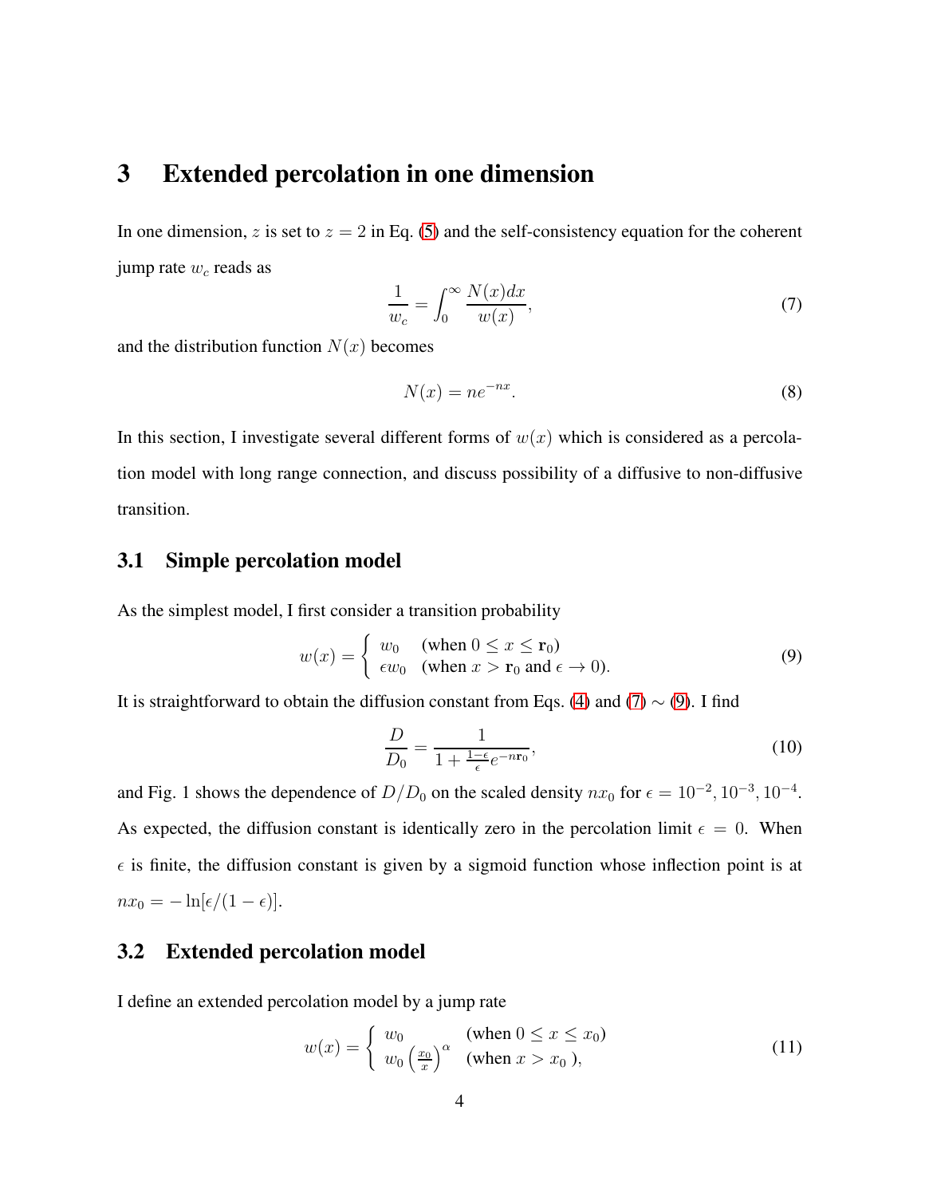## 3 Extended percolation in one dimension

In one dimension, $z$ is set to $z = 2$ in Eq. (5) and the self-consistency equation for the coherent jump rate $w_c$ reads as

$$\frac{1}{w_c} = \int_0^\infty \frac{N(x)dx}{w(x)}, \tag{7}$$

and the distribution function $N(x)$ becomes

$$N(x) = ne^{-nx}. \tag{8}$$

In this section, I investigate several different forms of $w(x)$ which is considered as a percolation model with long range connection, and discuss possibility of a diffusive to non-diffusive transition.

### 3.1 Simple percolation model

As the simplest model, I first consider a transition probability

$$w(x) = \begin{cases} w_0 & (\text{when } 0 \le x \le \mathbf{r}_0) \\ \epsilon w_0 & (\text{when } x > \mathbf{r}_0 \text{ and } \epsilon \to 0). \end{cases} \tag{9}$$

It is straightforward to obtain the diffusion constant from Eqs. (4) and (7) $\sim$ (9). I find

$$\frac{D}{D_0} = \frac{1}{1 + \frac{1-\epsilon}{\epsilon} e^{-n\mathbf{r}_0}}, \tag{10}$$

and Fig. 1 shows the dependence of $D/D_0$ on the scaled density $nx_0$ for $\epsilon = 10^{-2}, 10^{-3}, 10^{-4}$. As expected, the diffusion constant is identically zero in the percolation limit $\epsilon = 0$. When $\epsilon$ is finite, the diffusion constant is given by a sigmoid function whose inflection point is at $nx_0 = -\ln[\epsilon/(1-\epsilon)]$.

### 3.2 Extended percolation model

I define an extended percolation model by a jump rate

$$w(x) = \begin{cases} w_0 & (\text{when } 0 \le x \le x_0) \\ w_0 \left(\frac{x_0}{x}\right)^\alpha & (\text{when } x > x_0 \text{ }), \end{cases} \tag{11}$$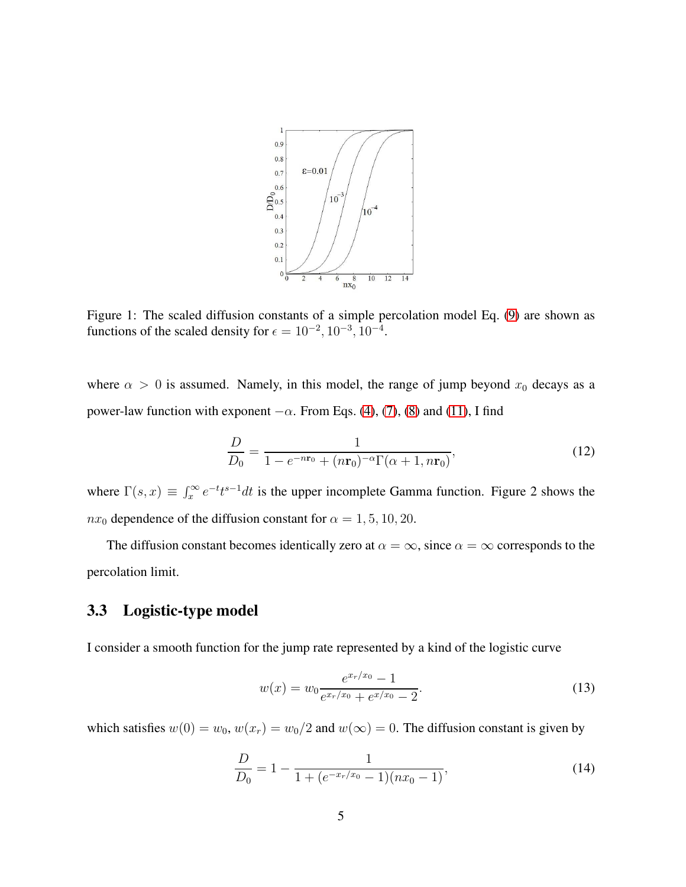Figure 1: The scaled diffusion constants of a simple percolation model Eq. (9) are shown as functions of the scaled density for $\epsilon = 10^{-2}, 10^{-3}, 10^{-4}$.

where $\alpha > 0$ is assumed. Namely, in this model, the range of jump beyond $x_0$ decays as a power-law function with exponent $-\alpha$. From Eqs. (4), (7), (8) and (11), I find

$$\frac{D}{D_0} = \frac{1}{1 - e^{-n\mathbf{r}_0} + (n\mathbf{r}_0)^{-\alpha}\Gamma(\alpha + 1, n\mathbf{r}_0)}, \tag{12}$$

where $\Gamma(s, x) \equiv \int_x^\infty e^{-t}t^{s-1}dt$ is the upper incomplete Gamma function. Figure 2 shows the $nx_0$ dependence of the diffusion constant for $\alpha = 1, 5, 10, 20$.

The diffusion constant becomes identically zero at $\alpha = \infty$, since $\alpha = \infty$ corresponds to the percolation limit.

### 3.3 Logistic-type model

I consider a smooth function for the jump rate represented by a kind of the logistic curve

$$w(x) = w_0 \frac{e^{x_r/x_0} - 1}{e^{x_r/x_0} + e^{x/x_0} - 2}. \tag{13}$$

which satisfies $w(0) = w_0$, $w(x_r) = w_0/2$ and $w(\infty) = 0$. The diffusion constant is given by

$$\frac{D}{D_0} = 1 - \frac{1}{1 + (e^{-x_r/x_0} - 1)(nx_0 - 1)}, \tag{14}$$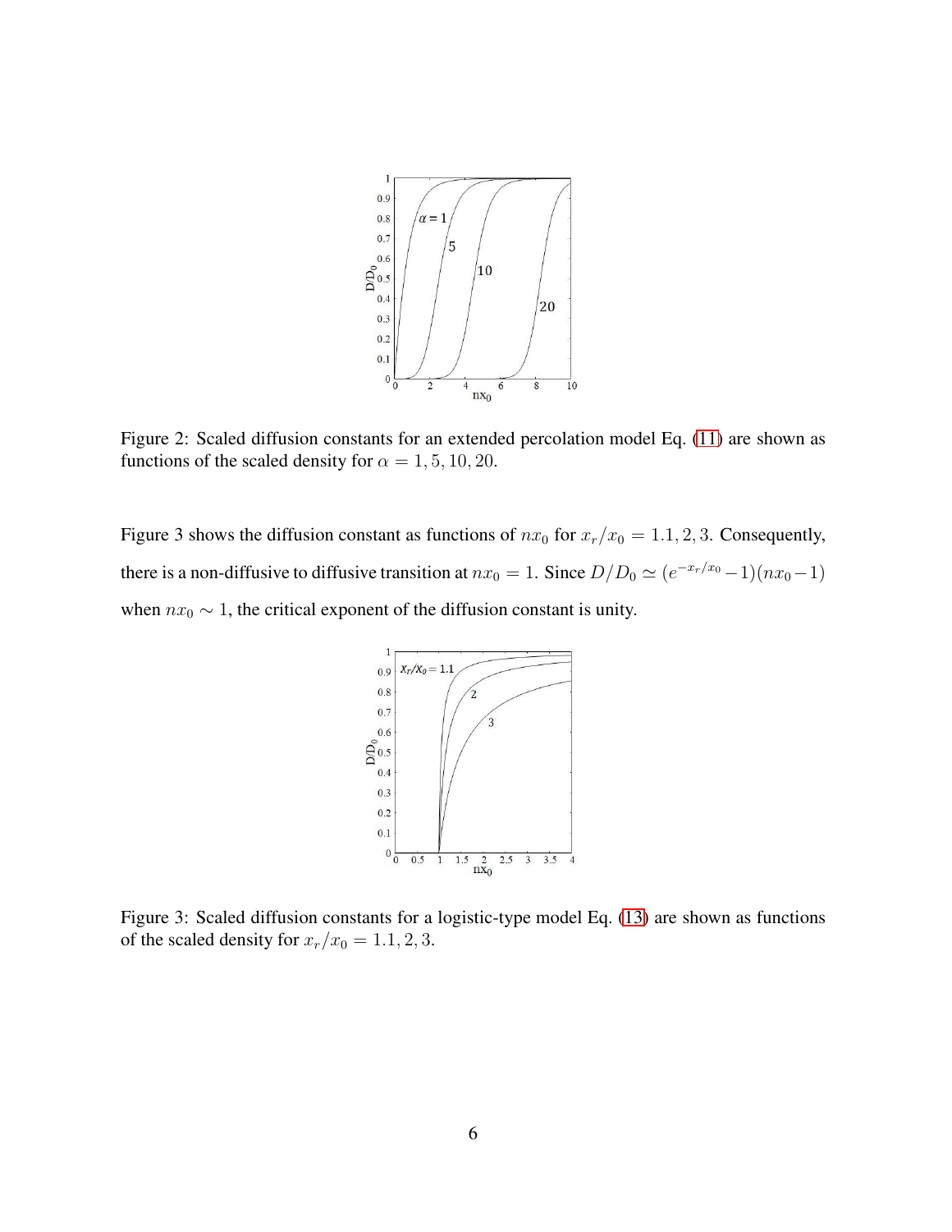Figure 2: Scaled diffusion constants for an extended percolation model Eq. (11) are shown as functions of the scaled density for $\alpha = 1, 5, 10, 20$.

Figure 3 shows the diffusion constant as functions of $nx_0$ for $x_r/x_0 = 1.1, 2, 3$. Consequently, there is a non-diffusive to diffusive transition at $nx_0 = 1$. Since $D/D_0 \simeq (e^{-x_r/x_0} - 1)(nx_0 - 1)$ when $nx_0 \sim 1$, the critical exponent of the diffusion constant is unity.

Figure 3: Scaled diffusion constants for a logistic-type model Eq. (13) are shown as functions of the scaled density for $x_r/x_0 = 1.1, 2, 3$.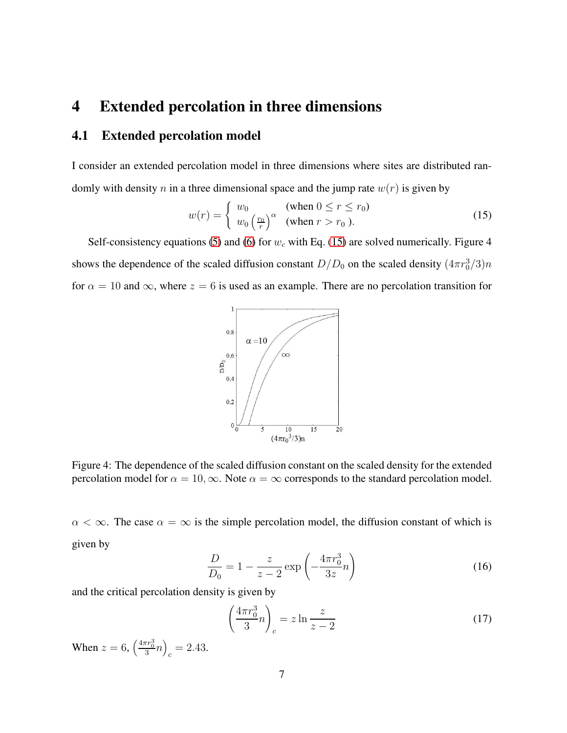# 4 Extended percolation in three dimensions

## 4.1 Extended percolation model

I consider an extended percolation model in three dimensions where sites are distributed randomly with density $n$ in a three dimensional space and the jump rate $w(r)$ is given by

$$w(r) = \begin{cases} w_0 & (\text{when } 0 \le r \le r_0) \\ w_0 \left(\frac{r_0}{r}\right)^\alpha & (\text{when } r > r_0\ ). \end{cases} \tag{15}$$

Self-consistency equations (5) and (6) for $w_c$ with Eq. (15) are solved numerically. Figure 4 shows the dependence of the scaled diffusion constant $D/D_0$ on the scaled density $(4\pi r_0^3/3)n$ for $\alpha = 10$ and $\infty$, where $z = 6$ is used as an example. There are no percolation transition for $\alpha < \infty$. The case $\alpha = \infty$ is the simple percolation model, the diffusion constant of which is given by

Figure 4: The dependence of the scaled diffusion constant on the scaled density for the extended percolation model for $\alpha = 10, \infty$. Note $\alpha = \infty$ corresponds to the standard percolation model.

$$\frac{D}{D_0} = 1 - \frac{z}{z-2} \exp\left(-\frac{4\pi r_0^3}{3z} n\right) \tag{16}$$

and the critical percolation density is given by

$$\left(\frac{4\pi r_0^3}{3} n\right)_c = z \ln \frac{z}{z-2} \tag{17}$$

When $z = 6$, $\left(\frac{4\pi r_0^3}{3} n\right)_c = 2.43$.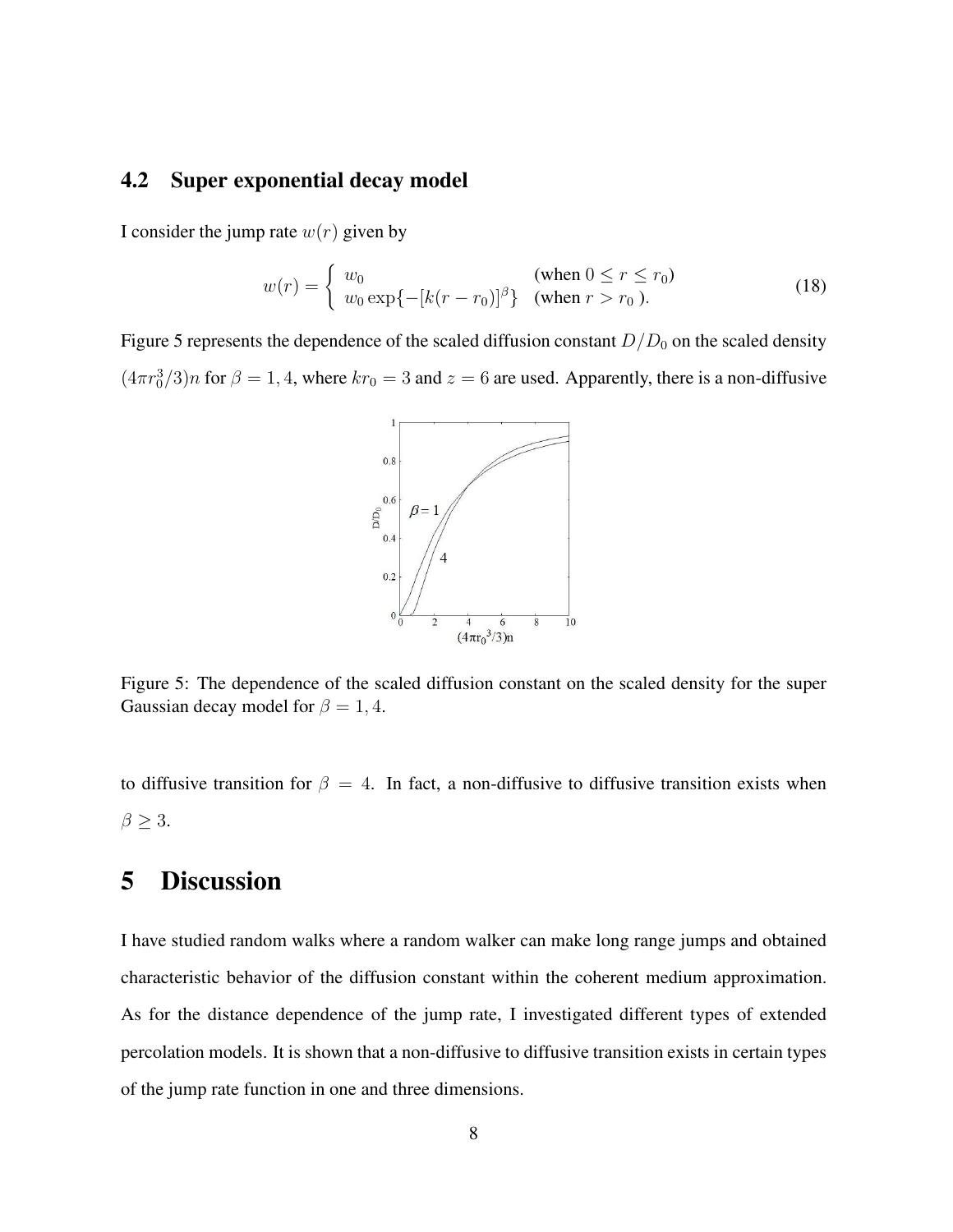### 4.2 Super exponential decay model

I consider the jump rate $w(r)$ given by

$$w(r) = \begin{cases} w_0 & \text{(when } 0 \leq r \leq r_0\text{)} \\ w_0 \exp\{-[k(r - r_0)]^\beta\} & \text{(when } r > r_0 \text{ ).} \end{cases} \tag{18}$$

Figure 5 represents the dependence of the scaled diffusion constant $D/D_0$ on the scaled density $(4\pi r_0^3/3)n$ for $\beta = 1, 4$, where $kr_0 = 3$ and $z = 6$ are used. Apparently, there is a non-diffusive to diffusive transition for $\beta = 4$. In fact, a non-diffusive to diffusive transition exists when $\beta \geq 3$.

Figure 5: The dependence of the scaled diffusion constant on the scaled density for the super Gaussian decay model for $\beta = 1, 4$.

# 5 Discussion

I have studied random walks where a random walker can make long range jumps and obtained characteristic behavior of the diffusion constant within the coherent medium approximation. As for the distance dependence of the jump rate, I investigated different types of extended percolation models. It is shown that a non-diffusive to diffusive transition exists in certain types of the jump rate function in one and three dimensions.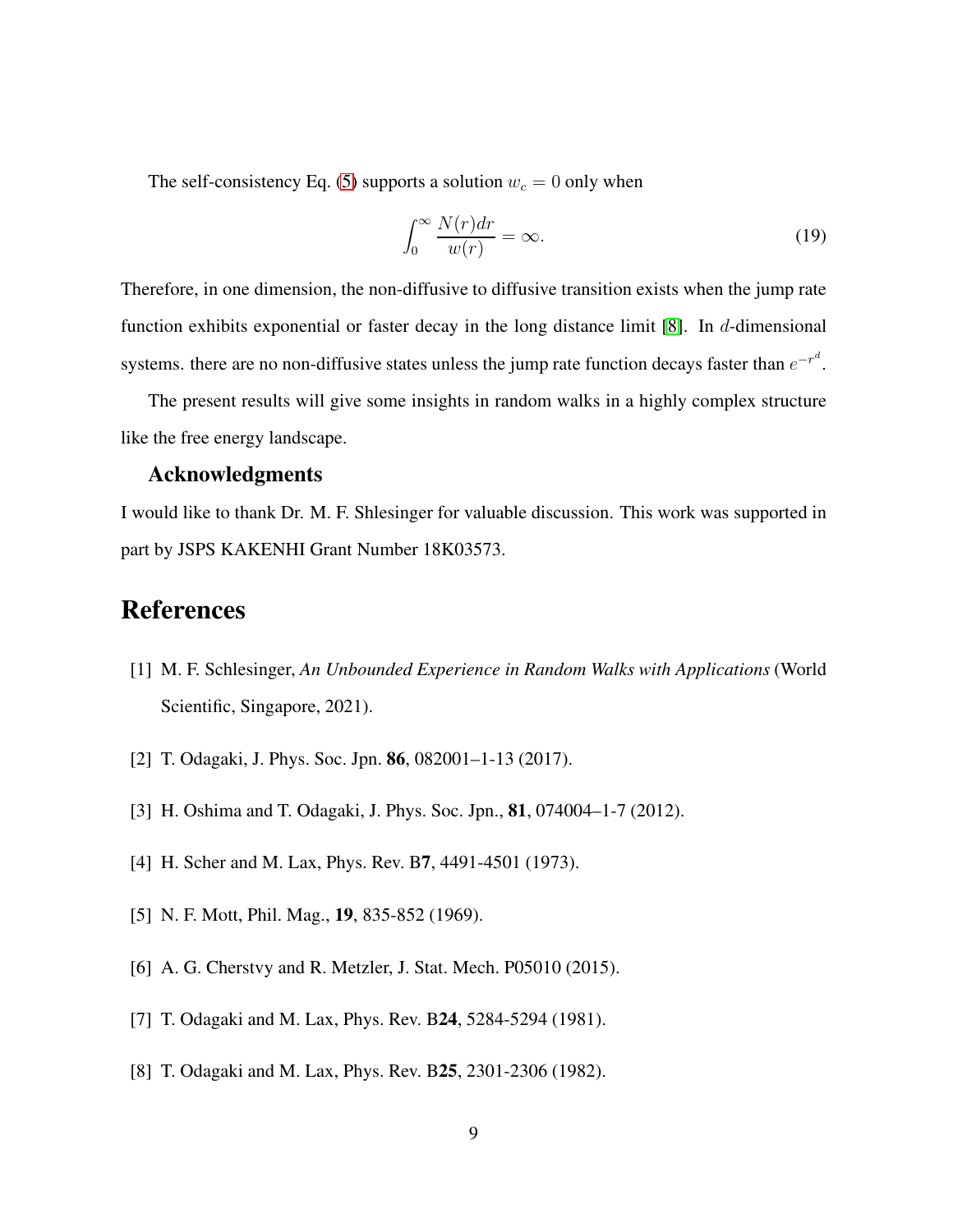The self-consistency Eq. (5) supports a solution $w_c = 0$ only when

$$\int_0^\infty \frac{N(r)dr}{w(r)} = \infty. \tag{19}$$

Therefore, in one dimension, the non-diffusive to diffusive transition exists when the jump rate function exhibits exponential or faster decay in the long distance limit [8]. In $d$-dimensional systems. there are no non-diffusive states unless the jump rate function decays faster than $e^{-r^d}$.

The present results will give some insights in random walks in a highly complex structure like the free energy landscape.

### Acknowledgments

I would like to thank Dr. M. F. Shlesinger for valuable discussion. This work was supported in part by JSPS KAKENHI Grant Number 18K03573.

## References

[1] M. F. Schlesinger, *An Unbounded Experience in Random Walks with Applications* (World Scientific, Singapore, 2021).

[2] T. Odagaki, J. Phys. Soc. Jpn. **86**, 082001–1-13 (2017).

[3] H. Oshima and T. Odagaki, J. Phys. Soc. Jpn., **81**, 074004–1-7 (2012).

[4] H. Scher and M. Lax, Phys. Rev. B**7**, 4491-4501 (1973).

[5] N. F. Mott, Phil. Mag., **19**, 835-852 (1969).

[6] A. G. Cherstvy and R. Metzler, J. Stat. Mech. P05010 (2015).

[7] T. Odagaki and M. Lax, Phys. Rev. B**24**, 5284-5294 (1981).

[8] T. Odagaki and M. Lax, Phys. Rev. B**25**, 2301-2306 (1982).